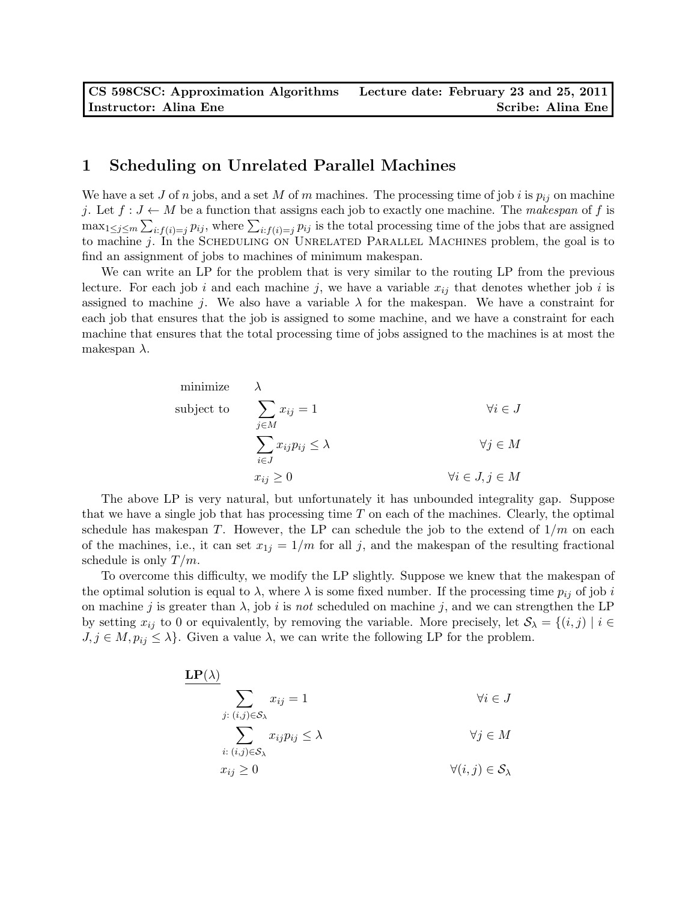| CS 598CSC: Approximation Algorithms | Lecture date: February 23 and 25, 2011 |
| --- | --- |
| Instructor: Alina Ene | Scribe: Alina Ene |

# 1 Scheduling on Unrelated Parallel Machines

We have a set $J$ of $n$ jobs, and a set $M$ of $m$ machines. The processing time of job $i$ is $p_{ij}$ on machine $j$. Let $f : J \leftarrow M$ be a function that assigns each job to exactly one machine. The *makespan* of $f$ is $\max_{1 \leq j \leq m} \sum_{i: f(i)=j} p_{ij}$, where $\sum_{i: f(i)=j} p_{ij}$ is the total processing time of the jobs that are assigned to machine $j$. In the SCHEDULING ON UNRELATED PARALLEL MACHINES problem, the goal is to find an assignment of jobs to machines of minimum makespan.

We can write an LP for the problem that is very similar to the routing LP from the previous lecture. For each job $i$ and each machine $j$, we have a variable $x_{ij}$ that denotes whether job $i$ is assigned to machine $j$. We also have a variable $\lambda$ for the makespan. We have a constraint for each job that ensures that the job is assigned to some machine, and we have a constraint for each machine that ensures that the total processing time of jobs assigned to the machines is at most the makespan $\lambda$.

$$
\begin{aligned}
\text{minimize} \quad & \lambda & \\
\text{subject to} \quad & \sum_{j \in M} x_{ij} = 1 & \forall i \in J \\
& \sum_{i \in J} x_{ij} p_{ij} \leq \lambda & \forall j \in M \\
& x_{ij} \geq 0 & \forall i \in J, j \in M
\end{aligned}
$$

The above LP is very natural, but unfortunately it has unbounded integrality gap. Suppose that we have a single job that has processing time $T$ on each of the machines. Clearly, the optimal schedule has makespan $T$. However, the LP can schedule the job to the extend of $1/m$ on each of the machines, i.e., it can set $x_{1j} = 1/m$ for all $j$, and the makespan of the resulting fractional schedule is only $T/m$.

To overcome this difficulty, we modify the LP slightly. Suppose we knew that the makespan of the optimal solution is equal to $\lambda$, where $\lambda$ is some fixed number. If the processing time $p_{ij}$ of job $i$ on machine $j$ is greater than $\lambda$, job $i$ is *not* scheduled on machine $j$, and we can strengthen the LP by setting $x_{ij}$ to 0 or equivalently, by removing the variable. More precisely, let $\mathcal{S}_\lambda = \{(i,j) \mid i \in J, j \in M, p_{ij} \leq \lambda\}$. Given a value $\lambda$, we can write the following LP for the problem.

**LP($\lambda$)**

$$
\begin{aligned}
& \sum_{j:\,(i,j) \in \mathcal{S}_\lambda} x_{ij} = 1 & \forall i \in J \\
& \sum_{i:\,(i,j) \in \mathcal{S}_\lambda} x_{ij} p_{ij} \leq \lambda & \forall j \in M \\
& x_{ij} \geq 0 & \forall (i,j) \in \mathcal{S}_\lambda
\end{aligned}
$$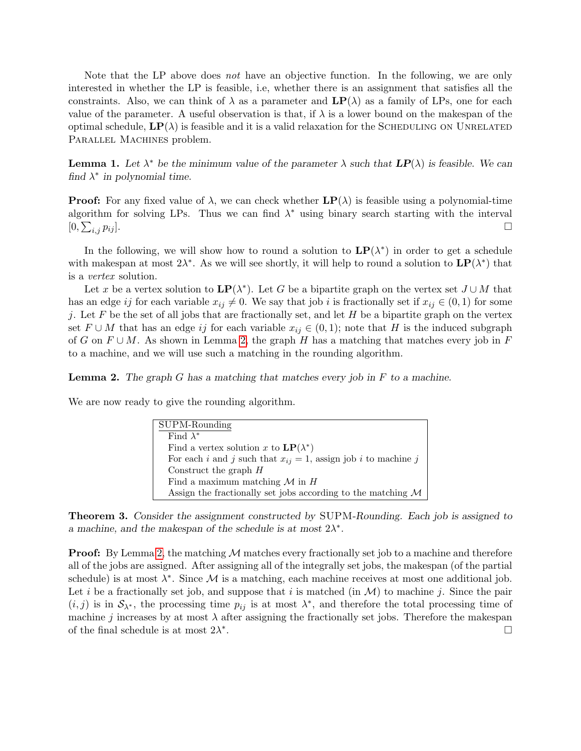Note that the LP above does *not* have an objective function. In the following, we are only interested in whether the LP is feasible, i.e, whether there is an assignment that satisfies all the constraints. Also, we can think of $\lambda$ as a parameter and $\mathbf{LP}(\lambda)$ as a family of LPs, one for each value of the parameter. A useful observation is that, if $\lambda$ is a lower bound on the makespan of the optimal schedule, $\mathbf{LP}(\lambda)$ is feasible and it is a valid relaxation for the Scheduling on Unrelated Parallel Machines problem.

**Lemma 1.** *Let $\lambda^*$ be the minimum value of the parameter $\lambda$ such that $\mathbf{LP}(\lambda)$ is feasible. We can find $\lambda^*$ in polynomial time.*

**Proof:** For any fixed value of $\lambda$, we can check whether $\mathbf{LP}(\lambda)$ is feasible using a polynomial-time algorithm for solving LPs. Thus we can find $\lambda^*$ using binary search starting with the interval $[0, \sum_{i,j} p_{ij}]$. □

In the following, we will show how to round a solution to $\mathbf{LP}(\lambda^*)$ in order to get a schedule with makespan at most $2\lambda^*$. As we will see shortly, it will help to round a solution to $\mathbf{LP}(\lambda^*)$ that is a *vertex* solution.

Let $x$ be a vertex solution to $\mathbf{LP}(\lambda^*)$. Let $G$ be a bipartite graph on the vertex set $J \cup M$ that has an edge $ij$ for each variable $x_{ij} \neq 0$. We say that job $i$ is fractionally set if $x_{ij} \in (0,1)$ for some $j$. Let $F$ be the set of all jobs that are fractionally set, and let $H$ be a bipartite graph on the vertex set $F \cup M$ that has an edge $ij$ for each variable $x_{ij} \in (0,1)$; note that $H$ is the induced subgraph of $G$ on $F \cup M$. As shown in Lemma 2, the graph $H$ has a matching that matches every job in $F$ to a machine, and we will use such a matching in the rounding algorithm.

**Lemma 2.** *The graph $G$ has a matching that matches every job in $F$ to a machine.*

We are now ready to give the rounding algorithm.

```
SUPM-Rounding
  Find λ*
  Find a vertex solution x to LP(λ*)
  For each i and j such that x_ij = 1, assign job i to machine j
  Construct the graph H
  Find a maximum matching 𝓜 in H
  Assign the fractionally set jobs according to the matching 𝓜
```

**Theorem 3.** *Consider the assignment constructed by* SUPM-*Rounding. Each job is assigned to a machine, and the makespan of the schedule is at most $2\lambda^*$.*

**Proof:** By Lemma 2, the matching $\mathcal{M}$ matches every fractionally set job to a machine and therefore all of the jobs are assigned. After assigning all of the integrally set jobs, the makespan (of the partial schedule) is at most $\lambda^*$. Since $\mathcal{M}$ is a matching, each machine receives at most one additional job. Let $i$ be a fractionally set job, and suppose that $i$ is matched (in $\mathcal{M}$) to machine $j$. Since the pair $(i, j)$ is in $\mathcal{S}_{\lambda^*}$, the processing time $p_{ij}$ is at most $\lambda^*$, and therefore the total processing time of machine $j$ increases by at most $\lambda$ after assigning the fractionally set jobs. Therefore the makespan of the final schedule is at most $2\lambda^*$. □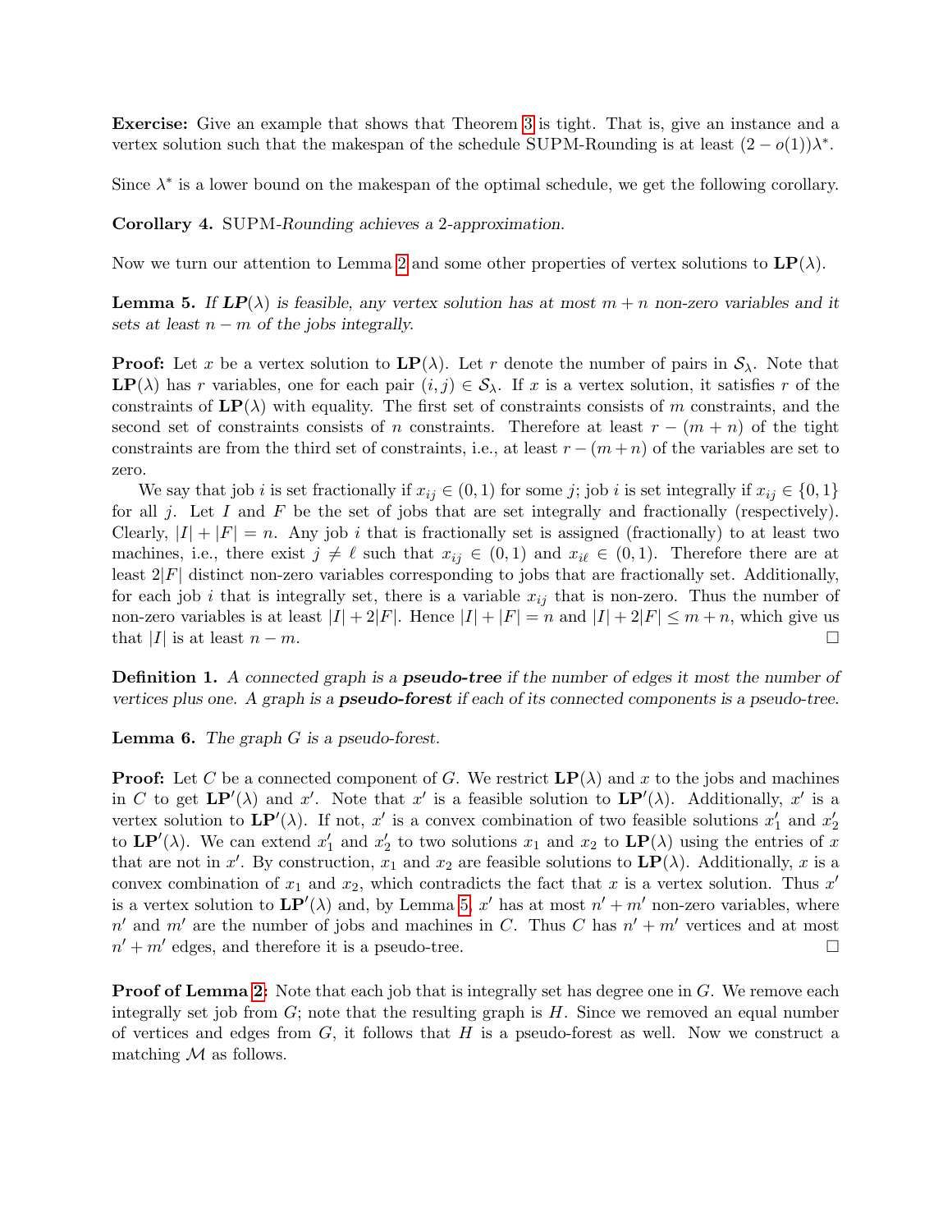**Exercise:** Give an example that shows that Theorem 3 is tight. That is, give an instance and a vertex solution such that the makespan of the schedule SUPM-Rounding is at least $(2 - o(1))\lambda^*$.

Since $\lambda^*$ is a lower bound on the makespan of the optimal schedule, we get the following corollary.

**Corollary 4.** SUPM-*Rounding achieves a 2-approximation.*

Now we turn our attention to Lemma 2 and some other properties of vertex solutions to $\mathbf{LP}(\lambda)$.

**Lemma 5.** *If $\mathbf{LP}(\lambda)$ is feasible, any vertex solution has at most $m + n$ non-zero variables and it sets at least $n - m$ of the jobs integrally.*

**Proof:** Let $x$ be a vertex solution to $\mathbf{LP}(\lambda)$. Let $r$ denote the number of pairs in $\mathcal{S}_\lambda$. Note that $\mathbf{LP}(\lambda)$ has $r$ variables, one for each pair $(i, j) \in \mathcal{S}_\lambda$. If $x$ is a vertex solution, it satisfies $r$ of the constraints of $\mathbf{LP}(\lambda)$ with equality. The first set of constraints consists of $m$ constraints, and the second set of constraints consists of $n$ constraints. Therefore at least $r - (m + n)$ of the tight constraints are from the third set of constraints, i.e., at least $r - (m + n)$ of the variables are set to zero.

We say that job $i$ is set fractionally if $x_{ij} \in (0, 1)$ for some $j$; job $i$ is set integrally if $x_{ij} \in \{0, 1\}$ for all $j$. Let $I$ and $F$ be the set of jobs that are set integrally and fractionally (respectively). Clearly, $|I| + |F| = n$. Any job $i$ that is fractionally set is assigned (fractionally) to at least two machines, i.e., there exist $j \neq \ell$ such that $x_{ij} \in (0, 1)$ and $x_{i\ell} \in (0, 1)$. Therefore there are at least $2|F|$ distinct non-zero variables corresponding to jobs that are fractionally set. Additionally, for each job $i$ that is integrally set, there is a variable $x_{ij}$ that is non-zero. Thus the number of non-zero variables is at least $|I| + 2|F|$. Hence $|I| + |F| = n$ and $|I| + 2|F| \leq m + n$, which give us that $|I|$ is at least $n - m$. $\square$

**Definition 1.** *A connected graph is a **pseudo-tree** if the number of edges it most the number of vertices plus one. A graph is a **pseudo-forest** if each of its connected components is a pseudo-tree.*

**Lemma 6.** *The graph $G$ is a pseudo-forest.*

**Proof:** Let $C$ be a connected component of $G$. We restrict $\mathbf{LP}(\lambda)$ and $x$ to the jobs and machines in $C$ to get $\mathbf{LP}'(\lambda)$ and $x'$. Note that $x'$ is a feasible solution to $\mathbf{LP}'(\lambda)$. Additionally, $x'$ is a vertex solution to $\mathbf{LP}'(\lambda)$. If not, $x'$ is a convex combination of two feasible solutions $x'_1$ and $x'_2$ to $\mathbf{LP}'(\lambda)$. We can extend $x'_1$ and $x'_2$ to two solutions $x_1$ and $x_2$ to $\mathbf{LP}(\lambda)$ using the entries of $x$ that are not in $x'$. By construction, $x_1$ and $x_2$ are feasible solutions to $\mathbf{LP}(\lambda)$. Additionally, $x$ is a convex combination of $x_1$ and $x_2$, which contradicts the fact that $x$ is a vertex solution. Thus $x'$ is a vertex solution to $\mathbf{LP}'(\lambda)$ and, by Lemma 5, $x'$ has at most $n' + m'$ non-zero variables, where $n'$ and $m'$ are the number of jobs and machines in $C$. Thus $C$ has $n' + m'$ vertices and at most $n' + m'$ edges, and therefore it is a pseudo-tree. $\square$

**Proof of Lemma 2:** Note that each job that is integrally set has degree one in $G$. We remove each integrally set job from $G$; note that the resulting graph is $H$. Since we removed an equal number of vertices and edges from $G$, it follows that $H$ is a pseudo-forest as well. Now we construct a matching $\mathcal{M}$ as follows.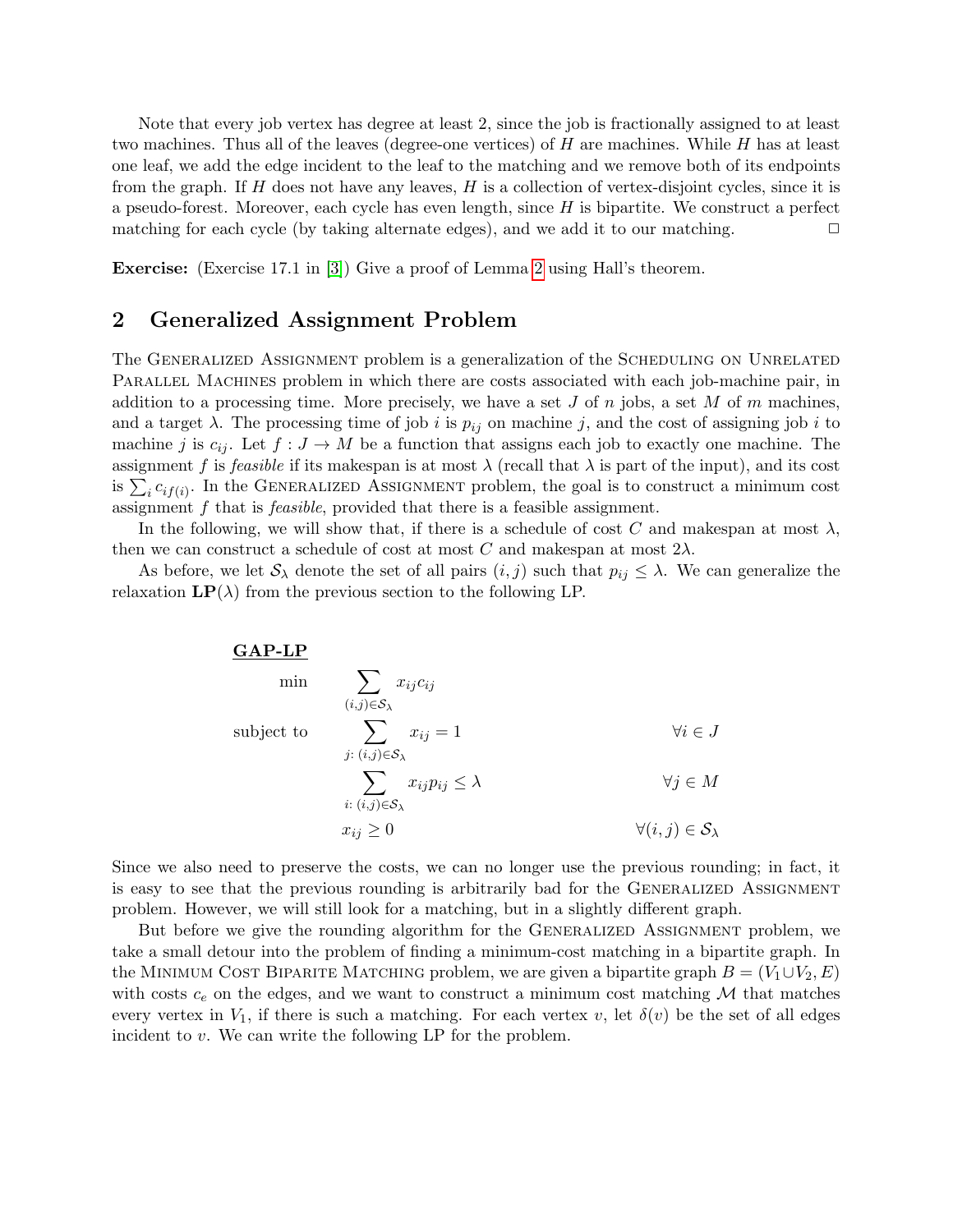Note that every job vertex has degree at least 2, since the job is fractionally assigned to at least two machines. Thus all of the leaves (degree-one vertices) of $H$ are machines. While $H$ has at least one leaf, we add the edge incident to the leaf to the matching and we remove both of its endpoints from the graph. If $H$ does not have any leaves, $H$ is a collection of vertex-disjoint cycles, since it is a pseudo-forest. Moreover, each cycle has even length, since $H$ is bipartite. We construct a perfect matching for each cycle (by taking alternate edges), and we add it to our matching. □

**Exercise:** (Exercise 17.1 in [3]) Give a proof of Lemma 2 using Hall's theorem.

## 2 Generalized Assignment Problem

The Generalized Assignment problem is a generalization of the Scheduling on Unrelated Parallel Machines problem in which there are costs associated with each job-machine pair, in addition to a processing time. More precisely, we have a set $J$ of $n$ jobs, a set $M$ of $m$ machines, and a target $\lambda$. The processing time of job $i$ is $p_{ij}$ on machine $j$, and the cost of assigning job $i$ to machine $j$ is $c_{ij}$. Let $f : J \to M$ be a function that assigns each job to exactly one machine. The assignment $f$ is *feasible* if its makespan is at most $\lambda$ (recall that $\lambda$ is part of the input), and its cost is $\sum_i c_{if(i)}$. In the Generalized Assignment problem, the goal is to construct a minimum cost assignment $f$ that is *feasible*, provided that there is a feasible assignment.

In the following, we will show that, if there is a schedule of cost $C$ and makespan at most $\lambda$, then we can construct a schedule of cost at most $C$ and makespan at most $2\lambda$.

As before, we let $\mathcal{S}_\lambda$ denote the set of all pairs $(i, j)$ such that $p_{ij} \leq \lambda$. We can generalize the relaxation $\mathbf{LP}(\lambda)$ from the previous section to the following LP.

**GAP-LP**

$$\begin{aligned}
\min \quad & \sum_{(i,j)\in\mathcal{S}_\lambda} x_{ij}c_{ij} & \\
\text{subject to} \quad & \sum_{j:\,(i,j)\in\mathcal{S}_\lambda} x_{ij} = 1 & \forall i \in J \\
& \sum_{i:\,(i,j)\in\mathcal{S}_\lambda} x_{ij}p_{ij} \leq \lambda & \forall j \in M \\
& x_{ij} \geq 0 & \forall (i,j) \in \mathcal{S}_\lambda
\end{aligned}$$

Since we also need to preserve the costs, we can no longer use the previous rounding; in fact, it is easy to see that the previous rounding is arbitrarily bad for the Generalized Assignment problem. However, we will still look for a matching, but in a slightly different graph.

But before we give the rounding algorithm for the Generalized Assignment problem, we take a small detour into the problem of finding a minimum-cost matching in a bipartite graph. In the Minimum Cost Biparite Matching problem, we are given a bipartite graph $B = (V_1 \cup V_2, E)$ with costs $c_e$ on the edges, and we want to construct a minimum cost matching $\mathcal{M}$ that matches every vertex in $V_1$, if there is such a matching. For each vertex $v$, let $\delta(v)$ be the set of all edges incident to $v$. We can write the following LP for the problem.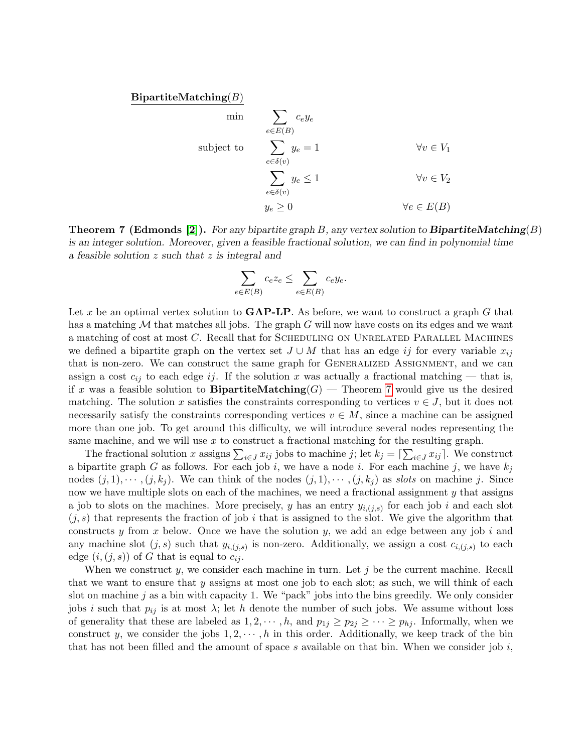**BipartiteMatching**$(B)$

$$
\begin{aligned}
\min \quad & \sum_{e \in E(B)} c_e y_e \\
\text{subject to} \quad & \sum_{e \in \delta(v)} y_e = 1 && \forall v \in V_1 \\
& \sum_{e \in \delta(v)} y_e \leq 1 && \forall v \in V_2 \\
& y_e \geq 0 && \forall e \in E(B)
\end{aligned}
$$

**Theorem 7 (Edmonds [2]).** *For any bipartite graph $B$, any vertex solution to* ***BipartiteMatching***$(B)$ *is an integer solution. Moreover, given a feasible fractional solution, we can find in polynomial time a feasible solution $z$ such that $z$ is integral and*

$$\sum_{e \in E(B)} c_e z_e \leq \sum_{e \in E(B)} c_e y_e.$$

Let $x$ be an optimal vertex solution to **GAP-LP**. As before, we want to construct a graph $G$ that has a matching $\mathcal{M}$ that matches all jobs. The graph $G$ will now have costs on its edges and we want a matching of cost at most $C$. Recall that for Scheduling on Unrelated Parallel Machines we defined a bipartite graph on the vertex set $J \cup M$ that has an edge $ij$ for every variable $x_{ij}$ that is non-zero. We can construct the same graph for Generalized Assignment, and we can assign a cost $c_{ij}$ to each edge $ij$. If the solution $x$ was actually a fractional matching — that is, if $x$ was a feasible solution to **BipartiteMatching**$(G)$ — Theorem 7 would give us the desired matching. The solution $x$ satisfies the constraints corresponding to vertices $v \in J$, but it does not necessarily satisfy the constraints corresponding vertices $v \in M$, since a machine can be assigned more than one job. To get around this difficulty, we will introduce several nodes representing the same machine, and we will use $x$ to construct a fractional matching for the resulting graph.

The fractional solution $x$ assigns $\sum_{i \in J} x_{ij}$ jobs to machine $j$; let $k_j = \lceil \sum_{i \in J} x_{ij} \rceil$. We construct a bipartite graph $G$ as follows. For each job $i$, we have a node $i$. For each machine $j$, we have $k_j$ nodes $(j, 1), \cdots, (j, k_j)$. We can think of the nodes $(j, 1), \cdots, (j, k_j)$ as *slots* on machine $j$. Since now we have multiple slots on each of the machines, we need a fractional assignment $y$ that assigns a job to slots on the machines. More precisely, $y$ has an entry $y_{i,(j,s)}$ for each job $i$ and each slot $(j, s)$ that represents the fraction of job $i$ that is assigned to the slot. We give the algorithm that constructs $y$ from $x$ below. Once we have the solution $y$, we add an edge between any job $i$ and any machine slot $(j, s)$ such that $y_{i,(j,s)}$ is non-zero. Additionally, we assign a cost $c_{i,(j,s)}$ to each edge $(i, (j, s))$ of $G$ that is equal to $c_{ij}$.

When we construct $y$, we consider each machine in turn. Let $j$ be the current machine. Recall that we want to ensure that $y$ assigns at most one job to each slot; as such, we will think of each slot on machine $j$ as a bin with capacity 1. We "pack" jobs into the bins greedily. We only consider jobs $i$ such that $p_{ij}$ is at most $\lambda$; let $h$ denote the number of such jobs. We assume without loss of generality that these are labeled as $1, 2, \cdots, h$, and $p_{1j} \geq p_{2j} \geq \cdots \geq p_{hj}$. Informally, when we construct $y$, we consider the jobs $1, 2, \cdots, h$ in this order. Additionally, we keep track of the bin that has not been filled and the amount of space $s$ available on that bin. When we consider job $i$,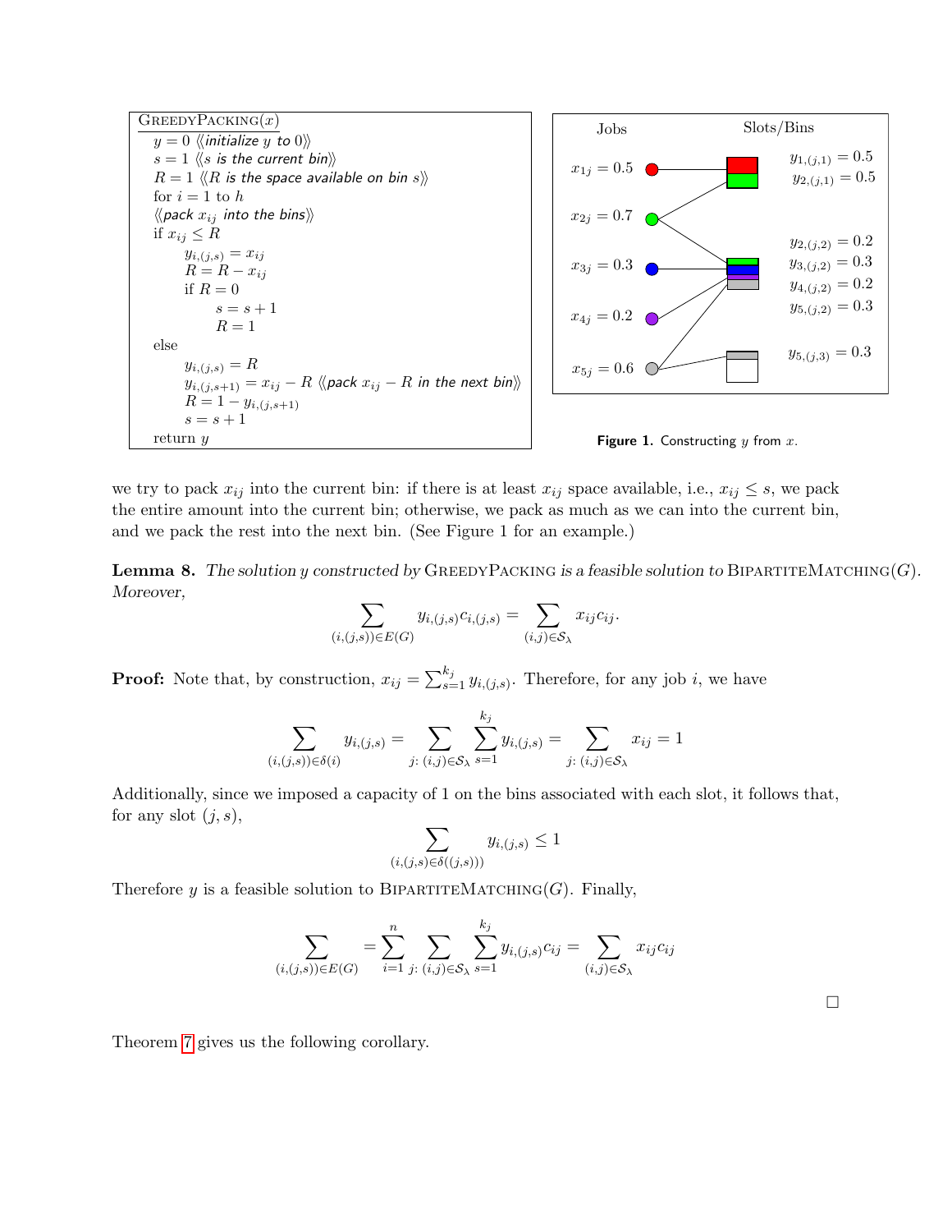```
GreedyPacking(x)
  y = 0 ⟨⟨initialize y to 0⟩⟩
  s = 1 ⟨⟨s is the current bin⟩⟩
  R = 1 ⟨⟨R is the space available on bin s⟩⟩
  for i = 1 to h
  ⟨⟨pack x_ij into the bins⟩⟩
  if x_ij ≤ R
      y_{i,(j,s)} = x_ij
      R = R − x_ij
      if R = 0
          s = s + 1
          R = 1
  else
      y_{i,(j,s)} = R
      y_{i,(j,s+1)} = x_ij − R ⟨⟨pack x_ij − R in the next bin⟩⟩
      R = 1 − y_{i,(j,s+1)}
      s = s + 1
  return y
```

| Jobs | Slots/Bins |
|---|---|
| $x_{1j} = 0.5$ | $y_{1,(j,1)} = 0.5$ |
| $x_{2j} = 0.7$ | $y_{2,(j,1)} = 0.5$ |
| $x_{3j} = 0.3$ | $y_{2,(j,2)} = 0.2$ |
| $x_{4j} = 0.2$ | $y_{3,(j,2)} = 0.3$ |
| $x_{5j} = 0.6$ | $y_{4,(j,2)} = 0.2$ |
| | $y_{5,(j,2)} = 0.3$ |
| | $y_{5,(j,3)} = 0.3$ |

**Figure 1.** Constructing $y$ from $x$.

we try to pack $x_{ij}$ into the current bin: if there is at least $x_{ij}$ space available, i.e., $x_{ij} \le s$, we pack the entire amount into the current bin; otherwise, we pack as much as we can into the current bin, and we pack the rest into the next bin. (See Figure 1 for an example.)

**Lemma 8.** *The solution $y$ constructed by* GreedyPacking *is a feasible solution to* BipartiteMatching$(G)$. *Moreover,*

$$\sum_{(i,(j,s))\in E(G)} y_{i,(j,s)} c_{i,(j,s)} = \sum_{(i,j)\in \mathcal{S}_\lambda} x_{ij} c_{ij}.$$

**Proof:** Note that, by construction, $x_{ij} = \sum_{s=1}^{k_j} y_{i,(j,s)}$. Therefore, for any job $i$, we have

$$\sum_{(i,(j,s))\in \delta(i)} y_{i,(j,s)} = \sum_{j:\,(i,j)\in \mathcal{S}_\lambda} \sum_{s=1}^{k_j} y_{i,(j,s)} = \sum_{j:\,(i,j)\in \mathcal{S}_\lambda} x_{ij} = 1$$

Additionally, since we imposed a capacity of 1 on the bins associated with each slot, it follows that, for any slot $(j,s)$,

$$\sum_{(i,(j,s)\in \delta((j,s)))} y_{i,(j,s)} \le 1$$

Therefore $y$ is a feasible solution to BipartiteMatching$(G)$. Finally,

$$\sum_{(i,(j,s))\in E(G)} = \sum_{i=1}^{n} \sum_{j:\,(i,j)\in \mathcal{S}_\lambda} \sum_{s=1}^{k_j} y_{i,(j,s)} c_{ij} = \sum_{(i,j)\in \mathcal{S}_\lambda} x_{ij} c_{ij}$$

□

Theorem 7 gives us the following corollary.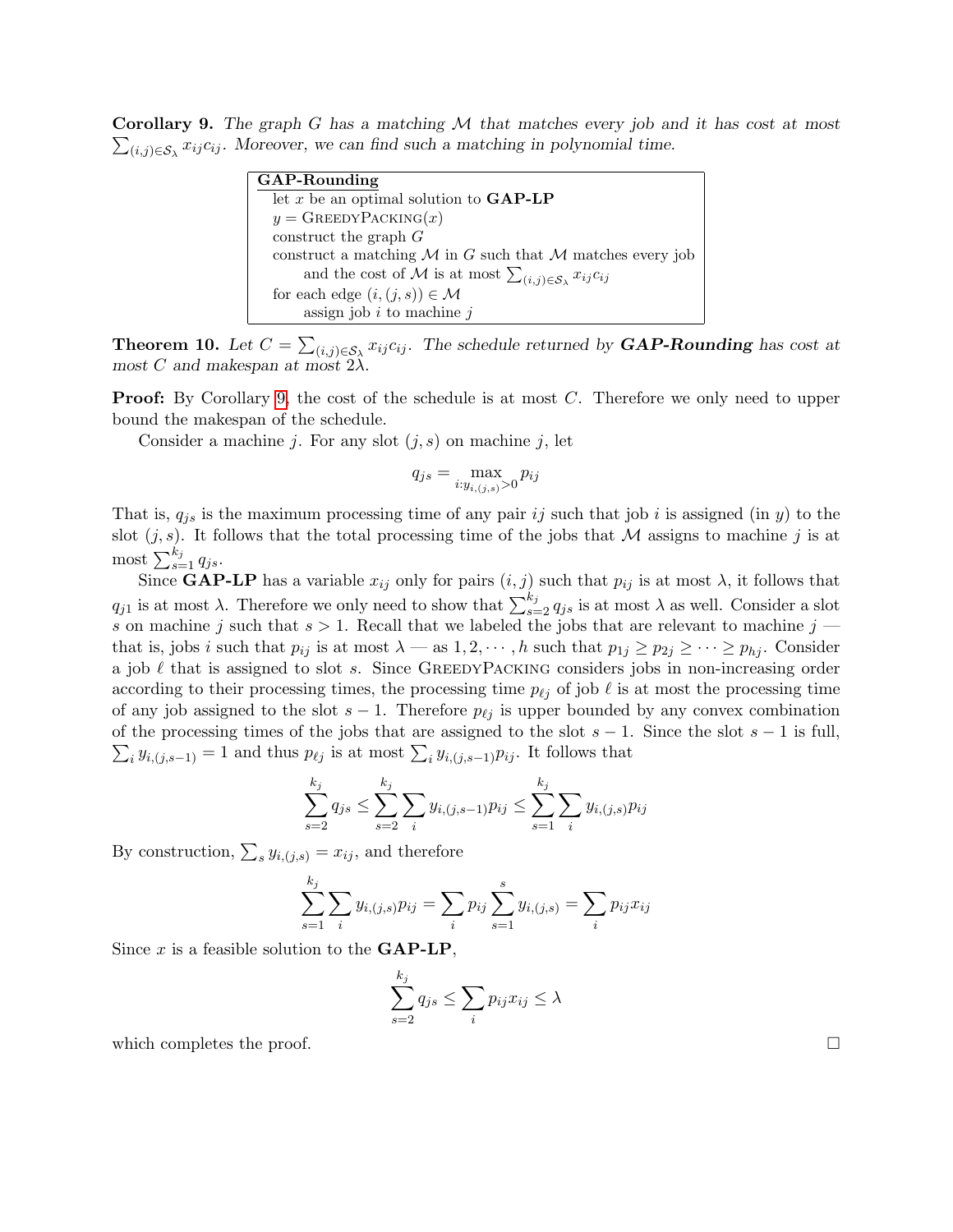**Corollary 9.** *The graph $G$ has a matching $\mathcal{M}$ that matches every job and it has cost at most $\sum_{(i,j)\in\mathcal{S}_\lambda} x_{ij}c_{ij}$. Moreover, we can find such a matching in polynomial time.*

```
GAP-Rounding
  let x be an optimal solution to GAP-LP
  y = GreedyPacking(x)
  construct the graph G
  construct a matching M in G such that M matches every job
      and the cost of M is at most Σ_{(i,j)∈S_λ} x_ij c_ij
  for each edge (i,(j,s)) ∈ M
      assign job i to machine j
```

**Theorem 10.** *Let $C = \sum_{(i,j)\in\mathcal{S}_\lambda} x_{ij}c_{ij}$. The schedule returned by **GAP-Rounding** has cost at most $C$ and makespan at most $2\lambda$.*

**Proof:** By Corollary 9, the cost of the schedule is at most $C$. Therefore we only need to upper bound the makespan of the schedule.

Consider a machine $j$. For any slot $(j, s)$ on machine $j$, let

$$q_{js} = \max_{i: y_{i,(j,s)} > 0} p_{ij}$$

That is, $q_{js}$ is the maximum processing time of any pair $ij$ such that job $i$ is assigned (in $y$) to the slot $(j, s)$. It follows that the total processing time of the jobs that $\mathcal{M}$ assigns to machine $j$ is at most $\sum_{s=1}^{k_j} q_{js}$.

Since **GAP-LP** has a variable $x_{ij}$ only for pairs $(i, j)$ such that $p_{ij}$ is at most $\lambda$, it follows that $q_{j1}$ is at most $\lambda$. Therefore we only need to show that $\sum_{s=2}^{k_j} q_{js}$ is at most $\lambda$ as well. Consider a slot $s$ on machine $j$ such that $s > 1$. Recall that we labeled the jobs that are relevant to machine $j$ — that is, jobs $i$ such that $p_{ij}$ is at most $\lambda$ — as $1, 2, \cdots, h$ such that $p_{1j} \geq p_{2j} \geq \cdots \geq p_{hj}$. Consider a job $\ell$ that is assigned to slot $s$. Since GreedyPacking considers jobs in non-increasing order according to their processing times, the processing time $p_{\ell j}$ of job $\ell$ is at most the processing time of any job assigned to the slot $s - 1$. Therefore $p_{\ell j}$ is upper bounded by any convex combination of the processing times of the jobs that are assigned to the slot $s - 1$. Since the slot $s - 1$ is full, $\sum_i y_{i,(j,s-1)} = 1$ and thus $p_{\ell j}$ is at most $\sum_i y_{i,(j,s-1)} p_{ij}$. It follows that

$$\sum_{s=2}^{k_j} q_{js} \leq \sum_{s=2}^{k_j} \sum_i y_{i,(j,s-1)} p_{ij} \leq \sum_{s=1}^{k_j} \sum_i y_{i,(j,s)} p_{ij}$$

By construction, $\sum_s y_{i,(j,s)} = x_{ij}$, and therefore

$$\sum_{s=1}^{k_j} \sum_i y_{i,(j,s)} p_{ij} = \sum_i p_{ij} \sum_{s=1}^{s} y_{i,(j,s)} = \sum_i p_{ij} x_{ij}$$

Since $x$ is a feasible solution to the **GAP-LP**,

$$\sum_{s=2}^{k_j} q_{js} \leq \sum_i p_{ij} x_{ij} \leq \lambda$$

which completes the proof. $\square$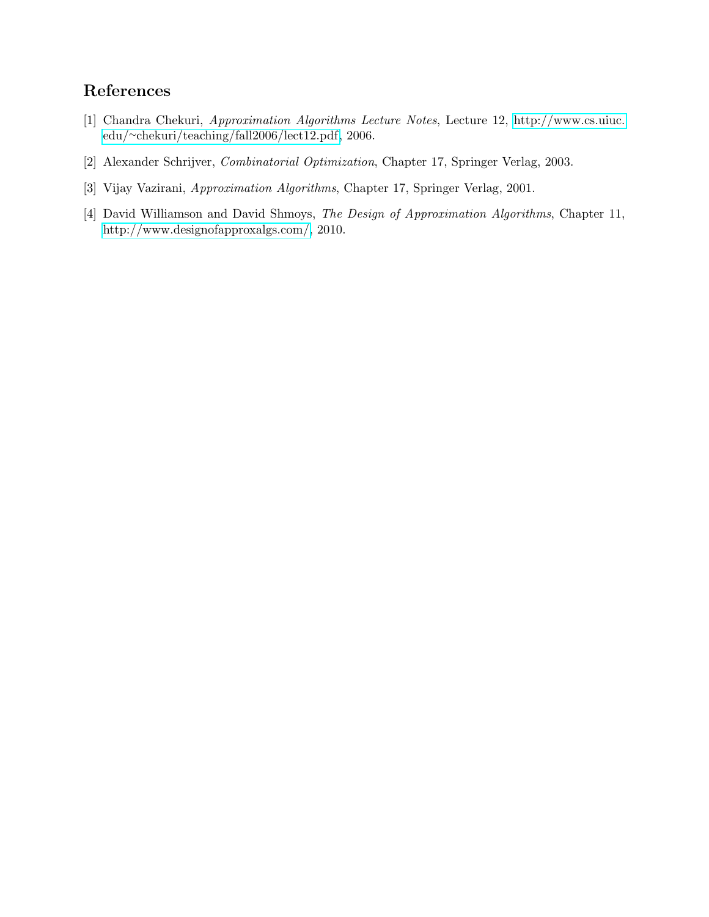## References

[1] Chandra Chekuri, *Approximation Algorithms Lecture Notes*, Lecture 12, http://www.cs.uiuc.edu/~chekuri/teaching/fall2006/lect12.pdf, 2006.

[2] Alexander Schrijver, *Combinatorial Optimization*, Chapter 17, Springer Verlag, 2003.

[3] Vijay Vazirani, *Approximation Algorithms*, Chapter 17, Springer Verlag, 2001.

[4] David Williamson and David Shmoys, *The Design of Approximation Algorithms*, Chapter 11, http://www.designofapproxalgs.com/, 2010.